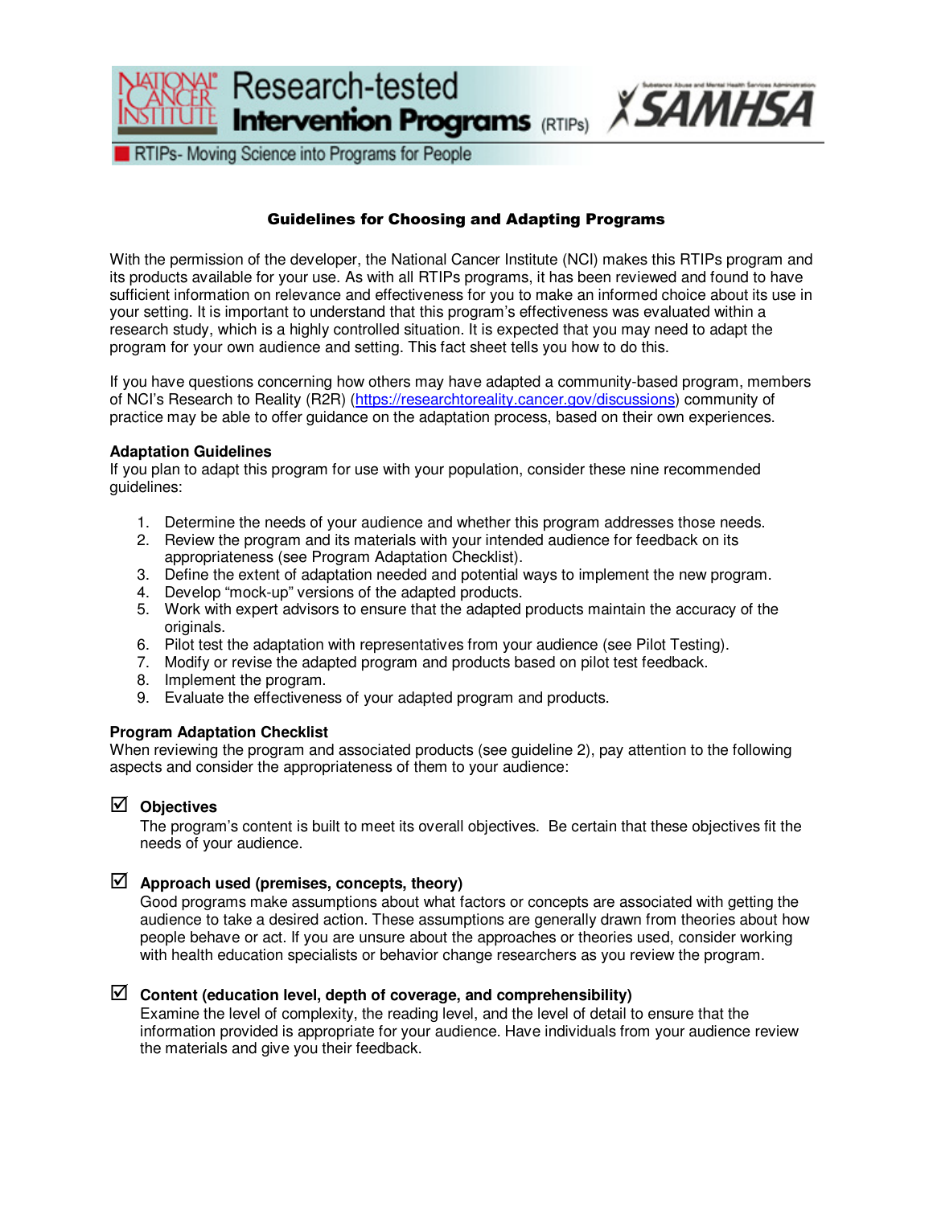## Guidelines for Choosing and Adapting Programs

With the permission of the developer, the National Cancer Institute (NCI) makes this RTIPs program and its products available for your use. As with all RTIPs programs, it has been reviewed and found to have sufficient information on relevance and effectiveness for you to make an informed choice about its use in your setting. It is important to understand that this program's effectiveness was evaluated within a research study, which is a highly controlled situation. It is expected that you may need to adapt the program for your own audience and setting. This fact sheet tells you how to do this.

If you have questions concerning how others may have adapted a community-based program, members of NCI's Research to Reality (R2R) (https://researchtoreality.cancer.gov/discussions) community of practice may be able to offer guidance on the adaptation process, based on their own experiences.

**Adaptation Guidelines**
If you plan to adapt this program for use with your population, consider these nine recommended guidelines:

1. Determine the needs of your audience and whether this program addresses those needs.
2. Review the program and its materials with your intended audience for feedback on its appropriateness (see Program Adaptation Checklist).
3. Define the extent of adaptation needed and potential ways to implement the new program.
4. Develop "mock-up" versions of the adapted products.
5. Work with expert advisors to ensure that the adapted products maintain the accuracy of the originals.
6. Pilot test the adaptation with representatives from your audience (see Pilot Testing).
7. Modify or revise the adapted program and products based on pilot test feedback.
8. Implement the program.
9. Evaluate the effectiveness of your adapted program and products.

**Program Adaptation Checklist**
When reviewing the program and associated products (see guideline 2), pay attention to the following aspects and consider the appropriateness of them to your audience:

☑ **Objectives**
The program's content is built to meet its overall objectives. Be certain that these objectives fit the needs of your audience.

☑ **Approach used (premises, concepts, theory)**
Good programs make assumptions about what factors or concepts are associated with getting the audience to take a desired action. These assumptions are generally drawn from theories about how people behave or act. If you are unsure about the approaches or theories used, consider working with health education specialists or behavior change researchers as you review the program.

☑ **Content (education level, depth of coverage, and comprehensibility)**
Examine the level of complexity, the reading level, and the level of detail to ensure that the information provided is appropriate for your audience. Have individuals from your audience review the materials and give you their feedback.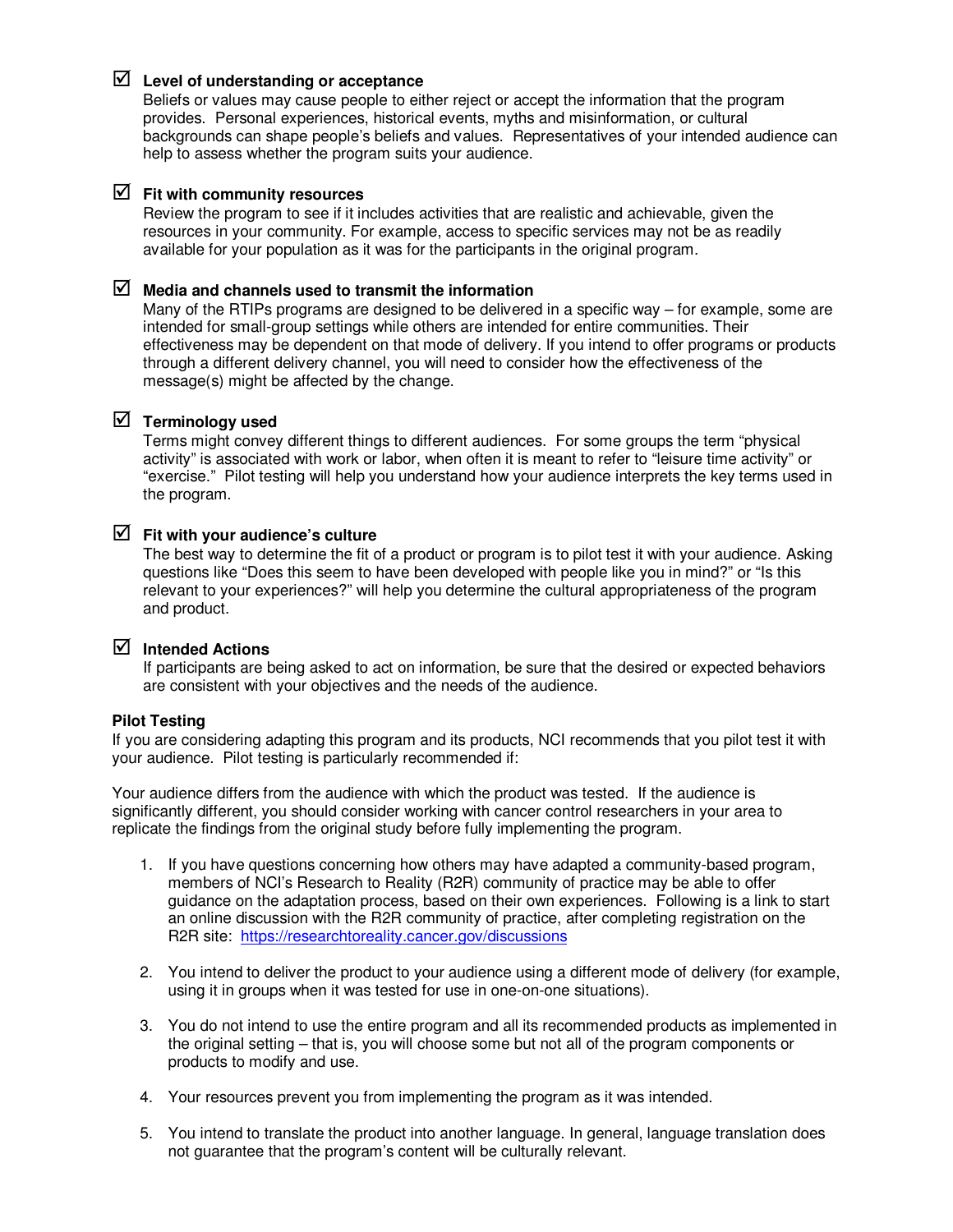☑ **Level of understanding or acceptance**

Beliefs or values may cause people to either reject or accept the information that the program provides. Personal experiences, historical events, myths and misinformation, or cultural backgrounds can shape people's beliefs and values. Representatives of your intended audience can help to assess whether the program suits your audience.

☑ **Fit with community resources**

Review the program to see if it includes activities that are realistic and achievable, given the resources in your community. For example, access to specific services may not be as readily available for your population as it was for the participants in the original program.

☑ **Media and channels used to transmit the information**

Many of the RTIPs programs are designed to be delivered in a specific way – for example, some are intended for small-group settings while others are intended for entire communities. Their effectiveness may be dependent on that mode of delivery. If you intend to offer programs or products through a different delivery channel, you will need to consider how the effectiveness of the message(s) might be affected by the change.

☑ **Terminology used**

Terms might convey different things to different audiences. For some groups the term "physical activity" is associated with work or labor, when often it is meant to refer to "leisure time activity" or "exercise." Pilot testing will help you understand how your audience interprets the key terms used in the program.

☑ **Fit with your audience's culture**

The best way to determine the fit of a product or program is to pilot test it with your audience. Asking questions like "Does this seem to have been developed with people like you in mind?" or "Is this relevant to your experiences?" will help you determine the cultural appropriateness of the program and product.

☑ **Intended Actions**

If participants are being asked to act on information, be sure that the desired or expected behaviors are consistent with your objectives and the needs of the audience.

**Pilot Testing**

If you are considering adapting this program and its products, NCI recommends that you pilot test it with your audience. Pilot testing is particularly recommended if:

Your audience differs from the audience with which the product was tested. If the audience is significantly different, you should consider working with cancer control researchers in your area to replicate the findings from the original study before fully implementing the program.

1. If you have questions concerning how others may have adapted a community-based program, members of NCI's Research to Reality (R2R) community of practice may be able to offer guidance on the adaptation process, based on their own experiences. Following is a link to start an online discussion with the R2R community of practice, after completing registration on the R2R site: https://researchtoreality.cancer.gov/discussions

2. You intend to deliver the product to your audience using a different mode of delivery (for example, using it in groups when it was tested for use in one-on-one situations).

3. You do not intend to use the entire program and all its recommended products as implemented in the original setting – that is, you will choose some but not all of the program components or products to modify and use.

4. Your resources prevent you from implementing the program as it was intended.

5. You intend to translate the product into another language. In general, language translation does not guarantee that the program's content will be culturally relevant.